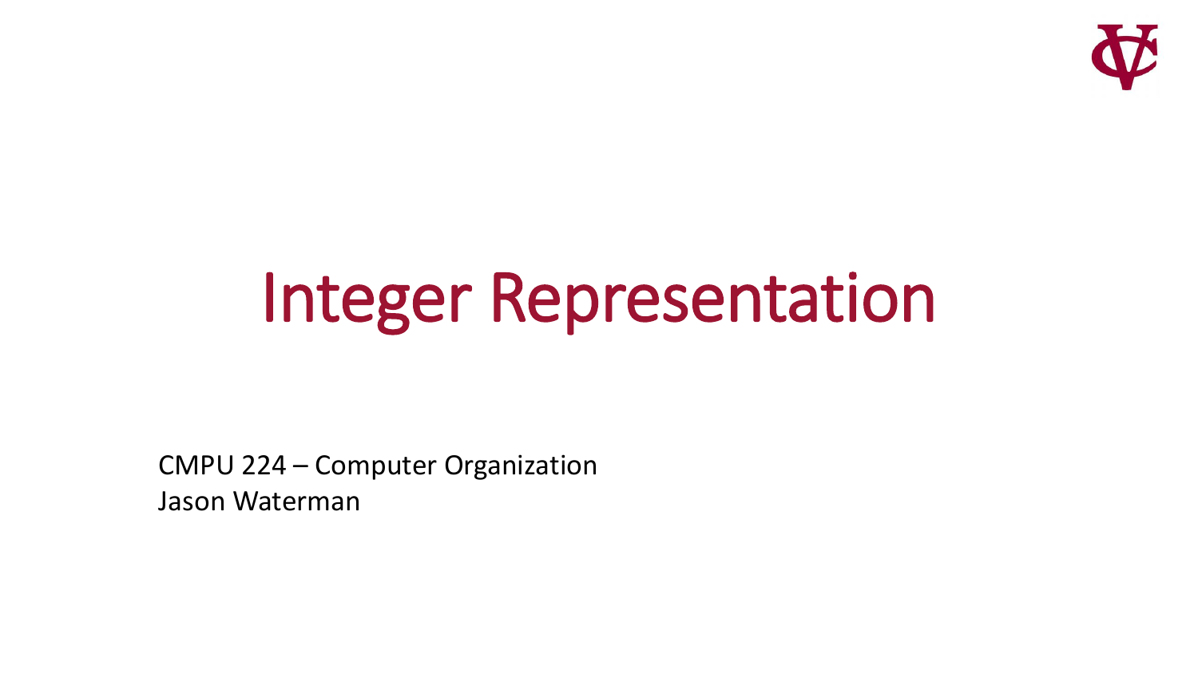# Integer Representation

CMPU 224 – Computer Organization
Jason Waterman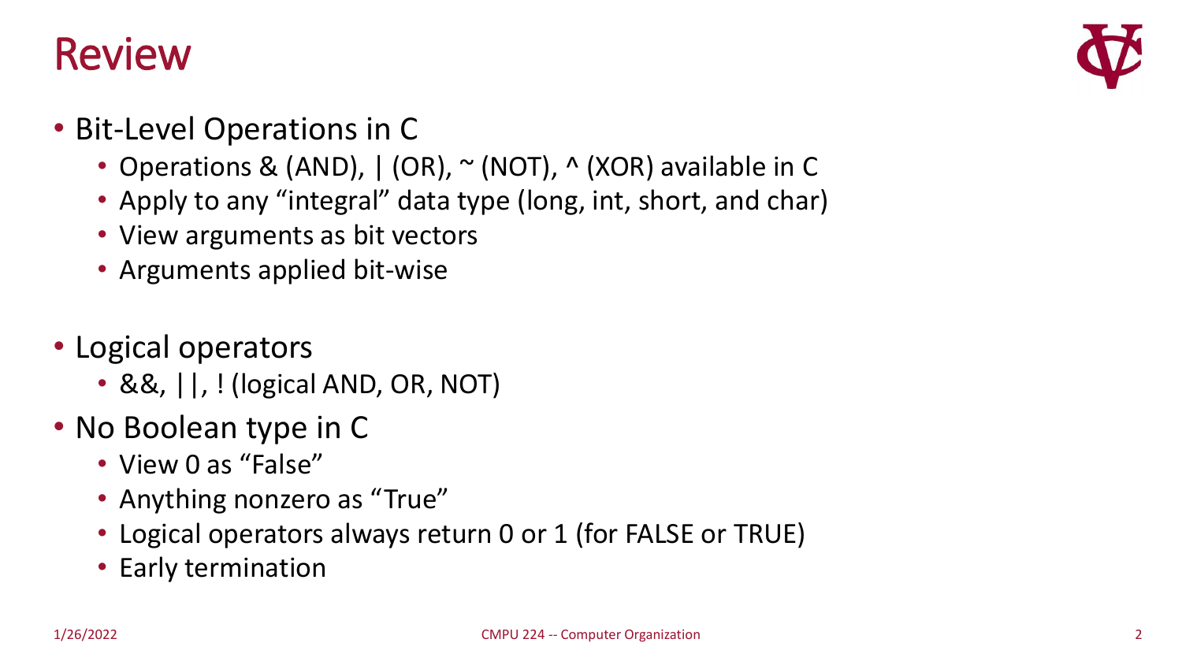# Review

- Bit-Level Operations in C
  - Operations & (AND), | (OR), ~ (NOT), ^ (XOR) available in C
  - Apply to any "integral" data type (long, int, short, and char)
  - View arguments as bit vectors
  - Arguments applied bit-wise
- Logical operators
  - &&, ||, ! (logical AND, OR, NOT)
- No Boolean type in C
  - View 0 as "False"
  - Anything nonzero as "True"
  - Logical operators always return 0 or 1 (for FALSE or TRUE)
  - Early termination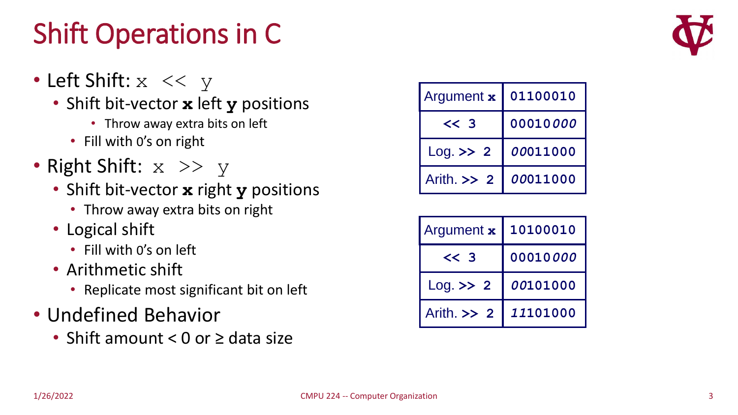# Shift Operations in C

- Left Shift: `x << y`
  - Shift bit-vector **x** left **y** positions
    - Throw away extra bits on left
  - Fill with 0's on right
- Right Shift: `x >> y`
  - Shift bit-vector **x** right **y** positions
    - Throw away extra bits on right
  - Logical shift
    - Fill with 0's on left
  - Arithmetic shift
    - Replicate most significant bit on left
- Undefined Behavior
  - Shift amount < 0 or ≥ data size

| Argument **x** | 01100010 |
|---|---|
| << 3 | 00010*000* |
| Log. >> 2 | *00*011000 |
| Arith. >> 2 | *00*011000 |

| Argument **x** | 10100010 |
|---|---|
| << 3 | 00010*000* |
| Log. >> 2 | *00*101000 |
| Arith. >> 2 | *11*101000 |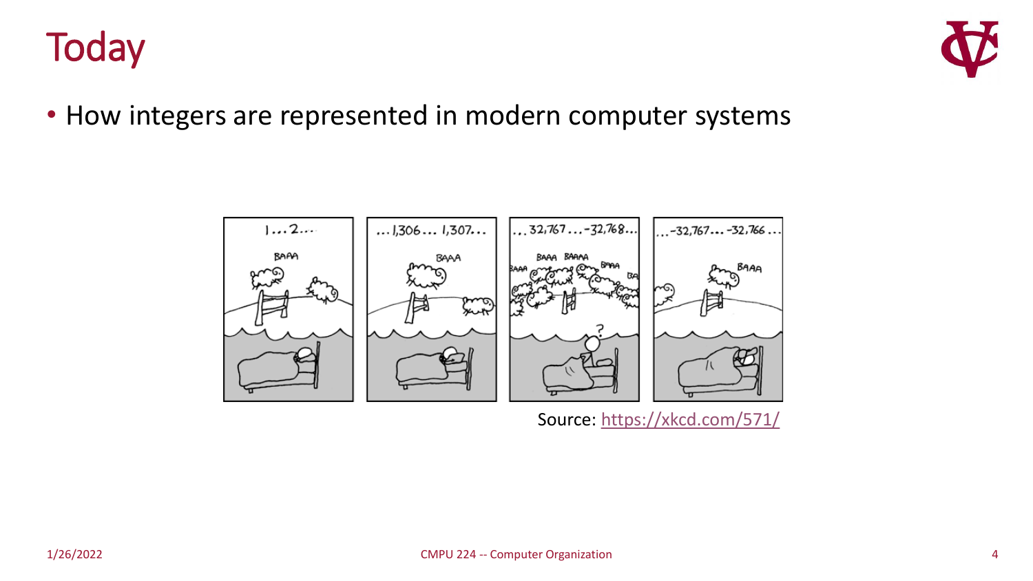# Today

- How integers are represented in modern computer systems

Source: https://xkcd.com/571/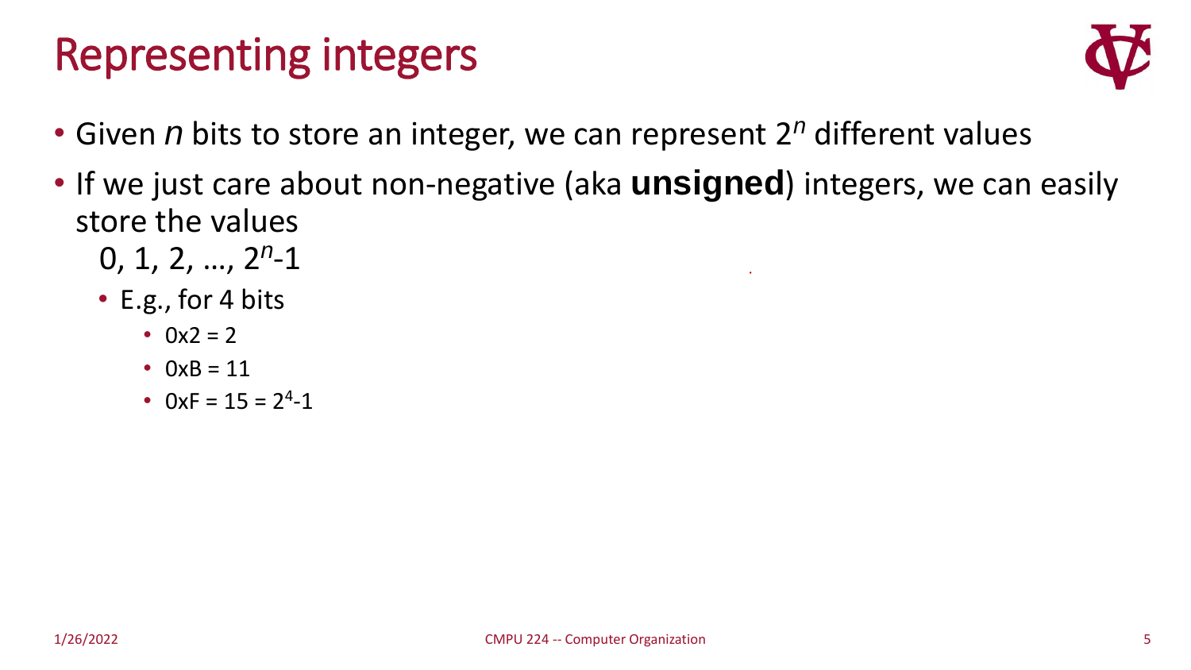# Representing integers

- Given $n$ bits to store an integer, we can represent $2^n$ different values
- If we just care about non-negative (aka **unsigned**) integers, we can easily store the values
  $0, 1, 2, \ldots, 2^n-1$
  - E.g., for 4 bits
    - 0x2 = 2
    - 0xB = 11
    - 0xF = 15 = $2^4-1$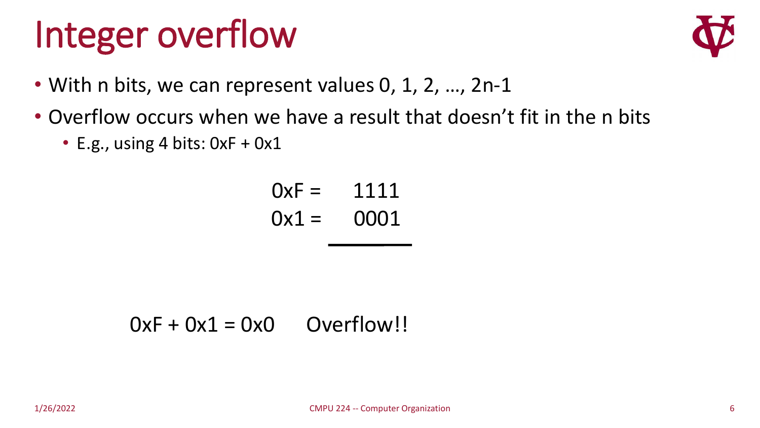# Integer overflow

- With n bits, we can represent values 0, 1, 2, …, 2n-1
- Overflow occurs when we have a result that doesn't fit in the n bits
  - E.g., using 4 bits: 0xF + 0x1

```
0xF =    1111
0x1 =    0001
         ____
```

0xF + 0x1 = 0x0     Overflow!!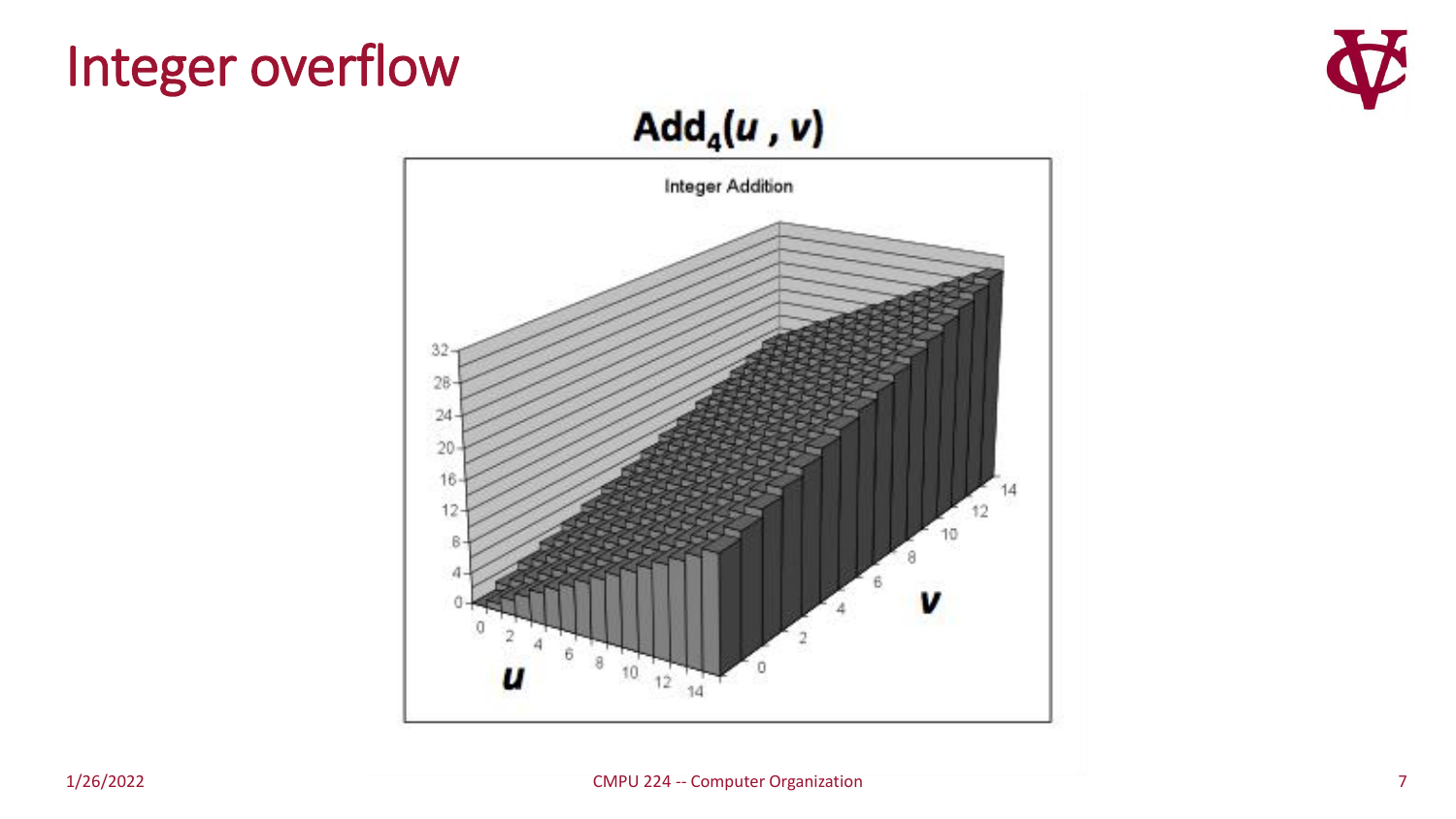# Integer overflow

$\mathbf{Add_4(u\ ,\ v)}$

Integer Addition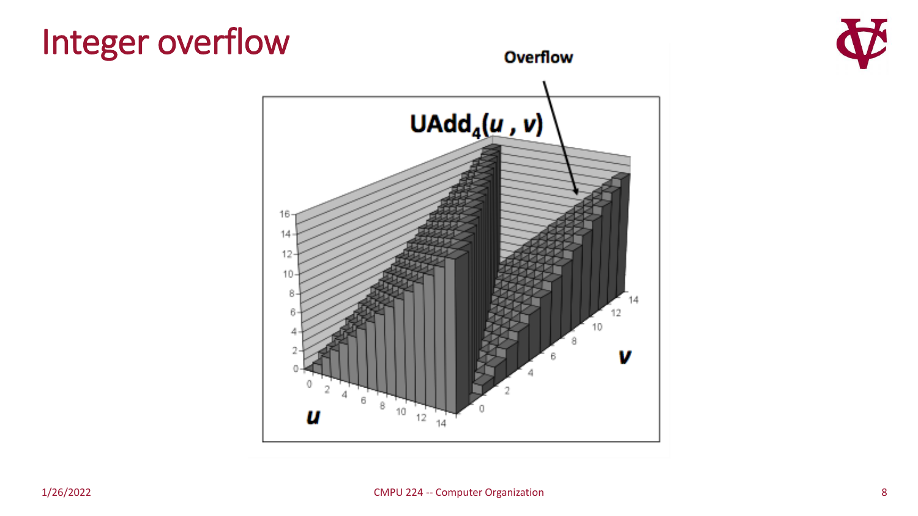# Integer overflow

**Overflow**

$\mathbf{UAdd_4(u\,,\,v)}$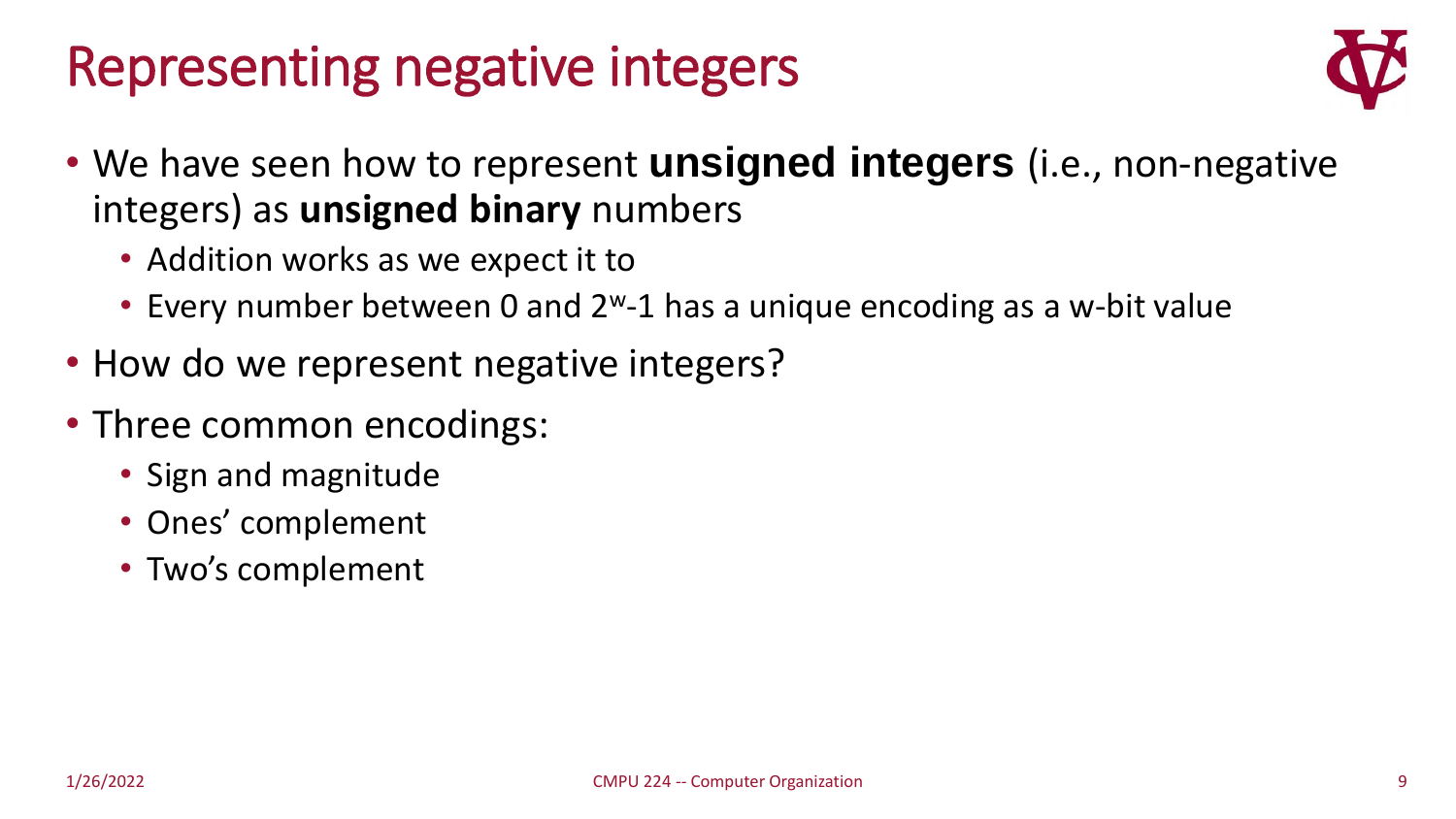# Representing negative integers

- We have seen how to represent **unsigned integers** (i.e., non-negative integers) as **unsigned binary** numbers
  - Addition works as we expect it to
  - Every number between 0 and $2^w$-1 has a unique encoding as a w-bit value
- How do we represent negative integers?
- Three common encodings:
  - Sign and magnitude
  - Ones' complement
  - Two's complement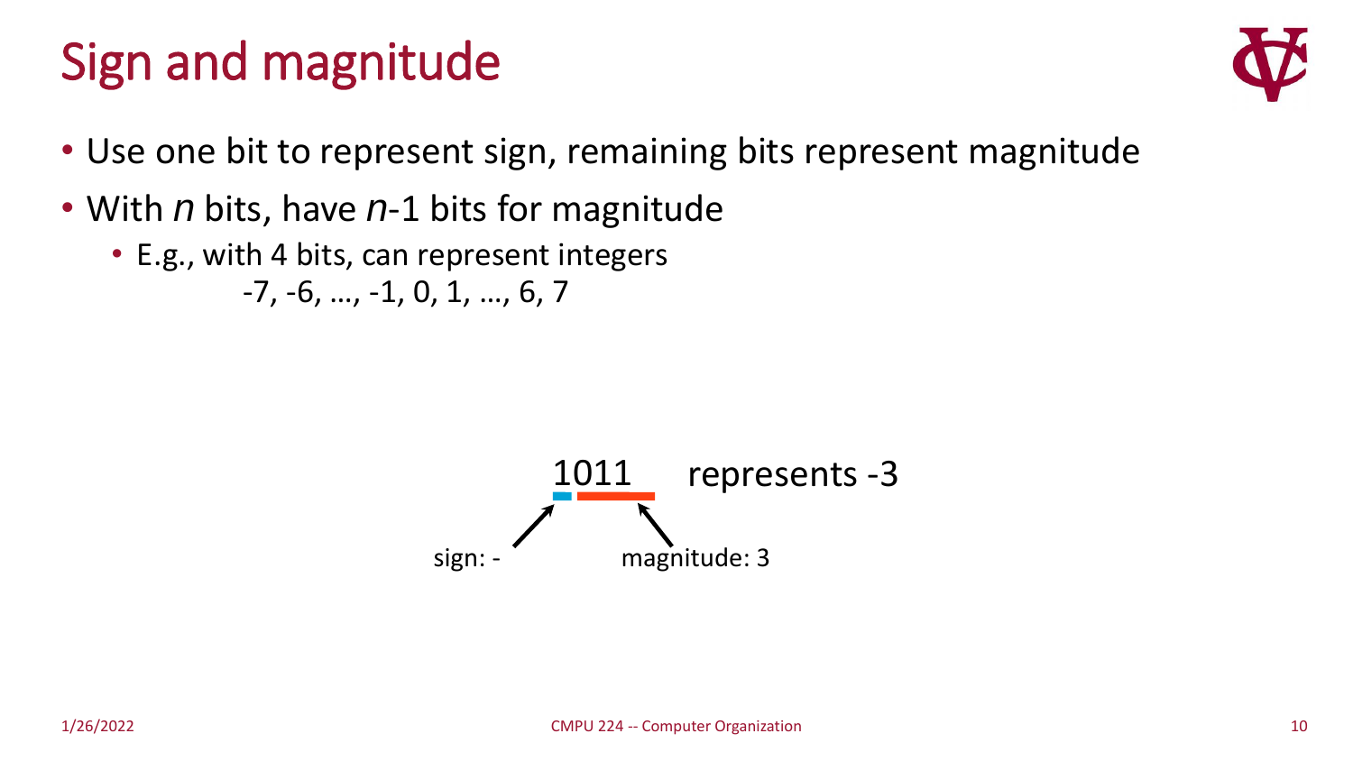# Sign and magnitude

- Use one bit to represent sign, remaining bits represent magnitude
- With *n* bits, have *n*-1 bits for magnitude
  - E.g., with 4 bits, can represent integers
    -7, -6, …, -1, 0, 1, …, 6, 7

1011 represents -3

sign: -

magnitude: 3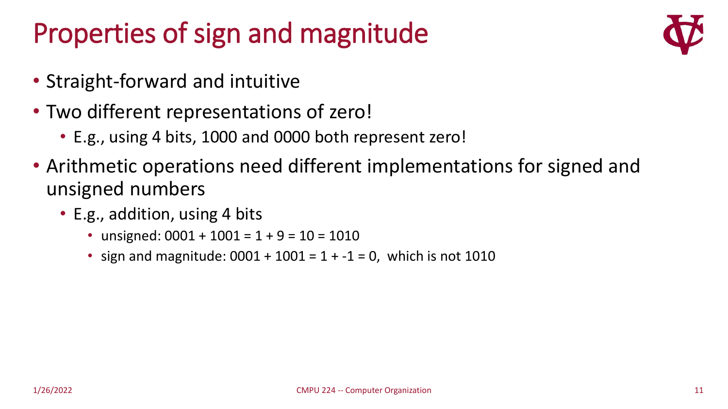# Properties of sign and magnitude

- Straight-forward and intuitive
- Two different representations of zero!
  - E.g., using 4 bits, 1000 and 0000 both represent zero!
- Arithmetic operations need different implementations for signed and unsigned numbers
  - E.g., addition, using 4 bits
    - unsigned: 0001 + 1001 = 1 + 9 = 10 = 1010
    - sign and magnitude: 0001 + 1001 = 1 + -1 = 0, which is not 1010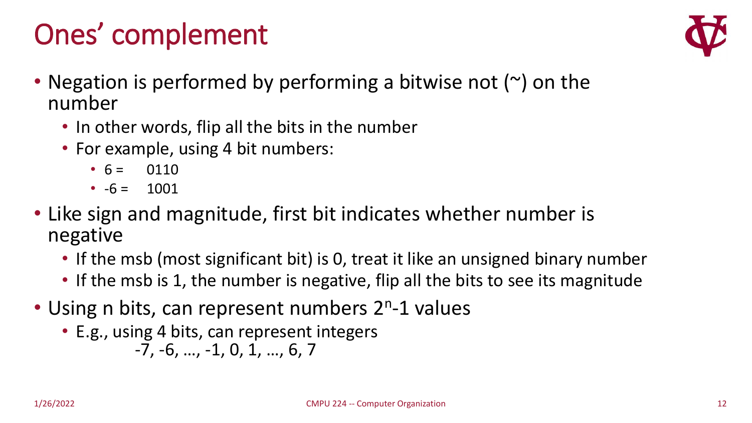# Ones' complement

- Negation is performed by performing a bitwise not (~) on the number
  - In other words, flip all the bits in the number
  - For example, using 4 bit numbers:
    - 6 = 0110
    - -6 = 1001
- Like sign and magnitude, first bit indicates whether number is negative
  - If the msb (most significant bit) is 0, treat it like an unsigned binary number
  - If the msb is 1, the number is negative, flip all the bits to see its magnitude
- Using n bits, can represent numbers $2^n$-1 values
  - E.g., using 4 bits, can represent integers
    -7, -6, …, -1, 0, 1, …, 6, 7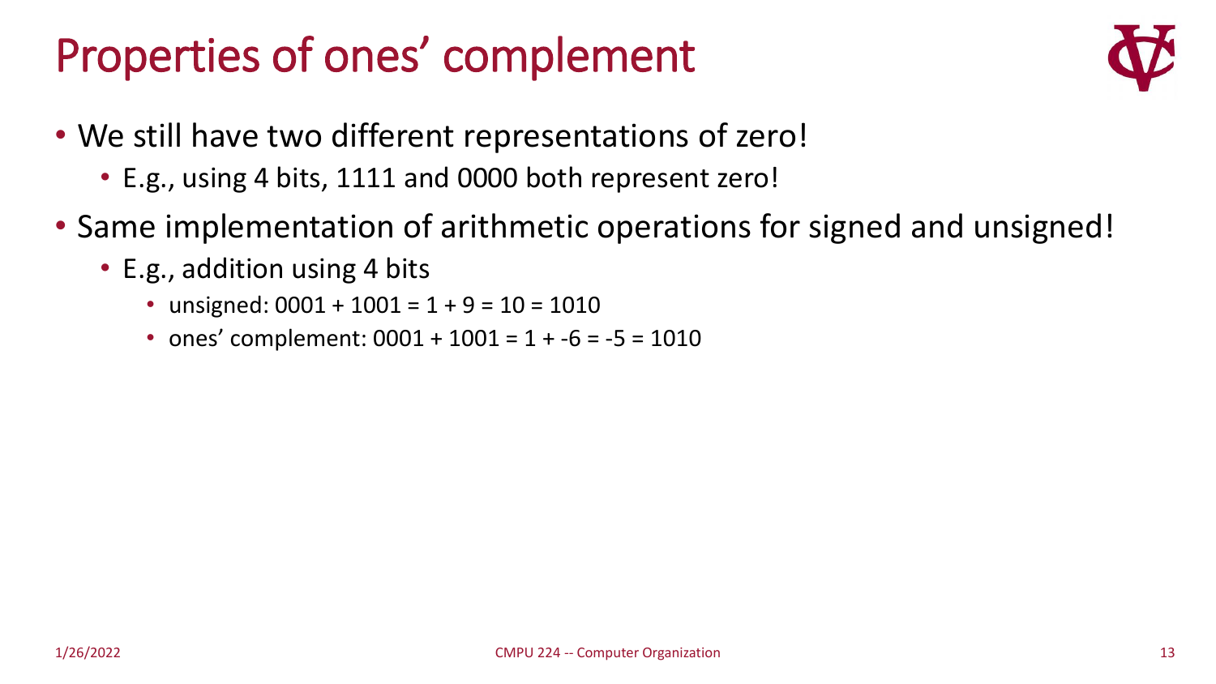# Properties of ones' complement

- We still have two different representations of zero!
  - E.g., using 4 bits, 1111 and 0000 both represent zero!
- Same implementation of arithmetic operations for signed and unsigned!
  - E.g., addition using 4 bits
    - unsigned: 0001 + 1001 = 1 + 9 = 10 = 1010
    - ones' complement: 0001 + 1001 = 1 + -6 = -5 = 1010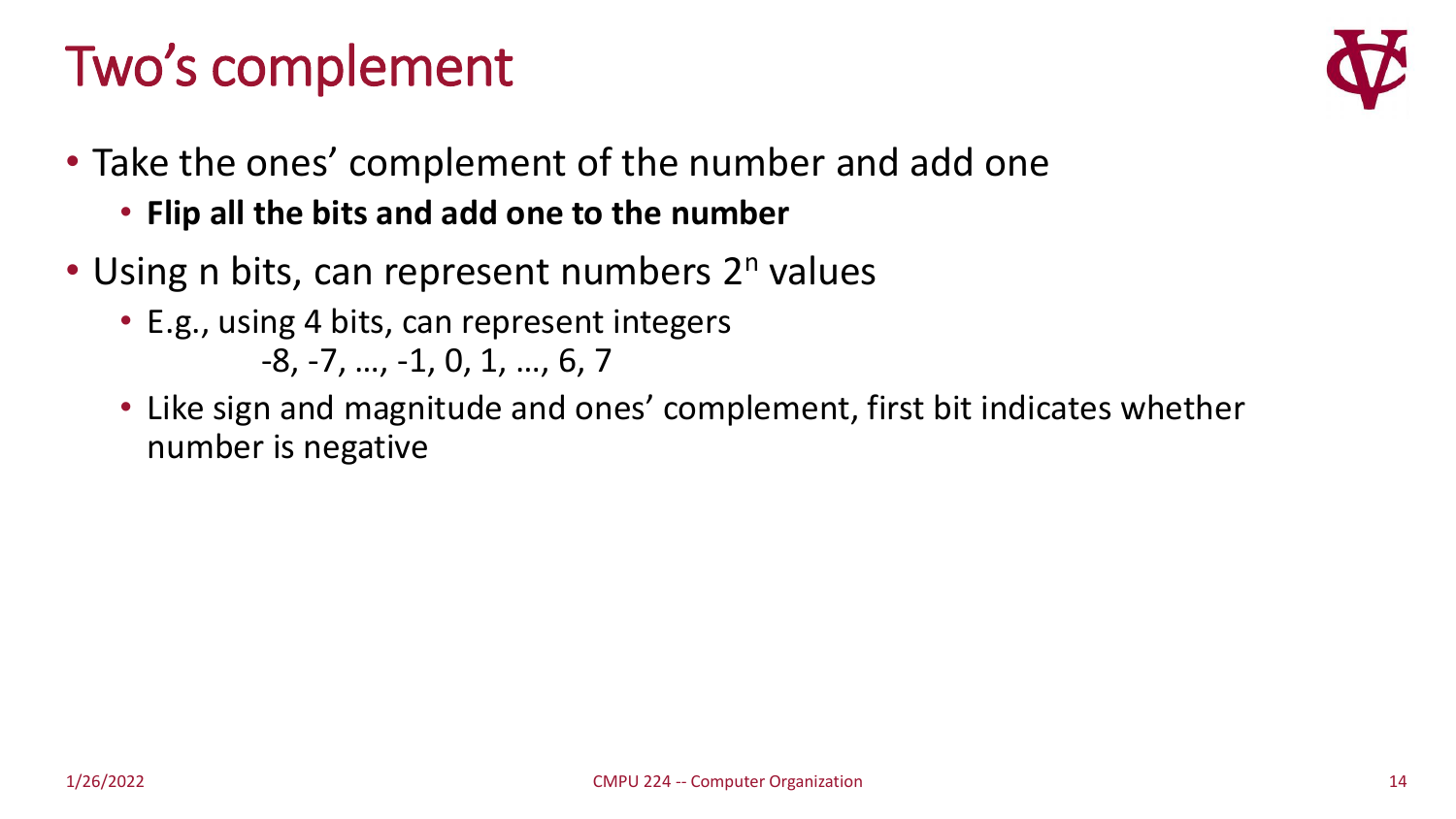# Two's complement

- Take the ones' complement of the number and add one
  - **Flip all the bits and add one to the number**
- Using n bits, can represent numbers $2^n$ values
  - E.g., using 4 bits, can represent integers
    -8, -7, …, -1, 0, 1, …, 6, 7
  - Like sign and magnitude and ones' complement, first bit indicates whether number is negative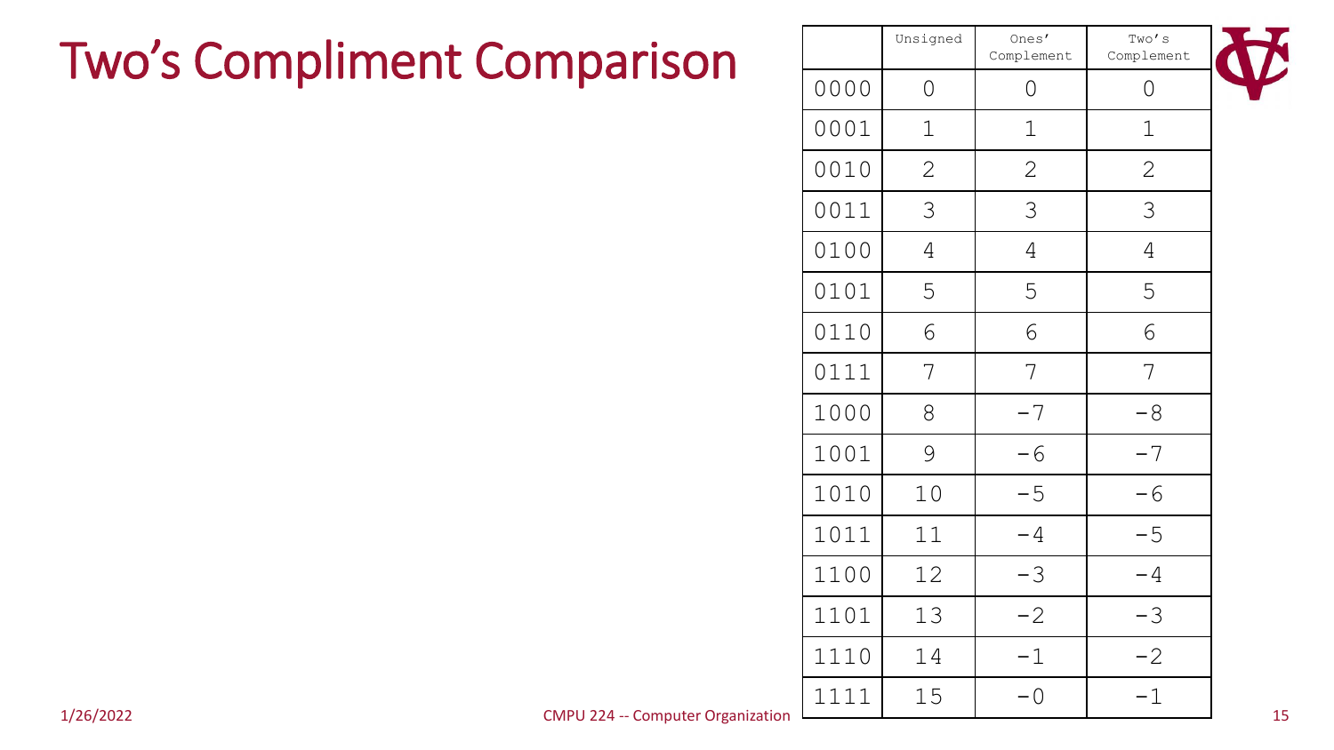# Two's Compliment Comparison

| | Unsigned | Ones' Complement | Two's Complement |
|---|---|---|---|
| 0000 | 0 | 0 | 0 |
| 0001 | 1 | 1 | 1 |
| 0010 | 2 | 2 | 2 |
| 0011 | 3 | 3 | 3 |
| 0100 | 4 | 4 | 4 |
| 0101 | 5 | 5 | 5 |
| 0110 | 6 | 6 | 6 |
| 0111 | 7 | 7 | 7 |
| 1000 | 8 | -7 | -8 |
| 1001 | 9 | -6 | -7 |
| 1010 | 10 | -5 | -6 |
| 1011 | 11 | -4 | -5 |
| 1100 | 12 | -3 | -4 |
| 1101 | 13 | -2 | -3 |
| 1110 | 14 | -1 | -2 |
| 1111 | 15 | -0 | -1 |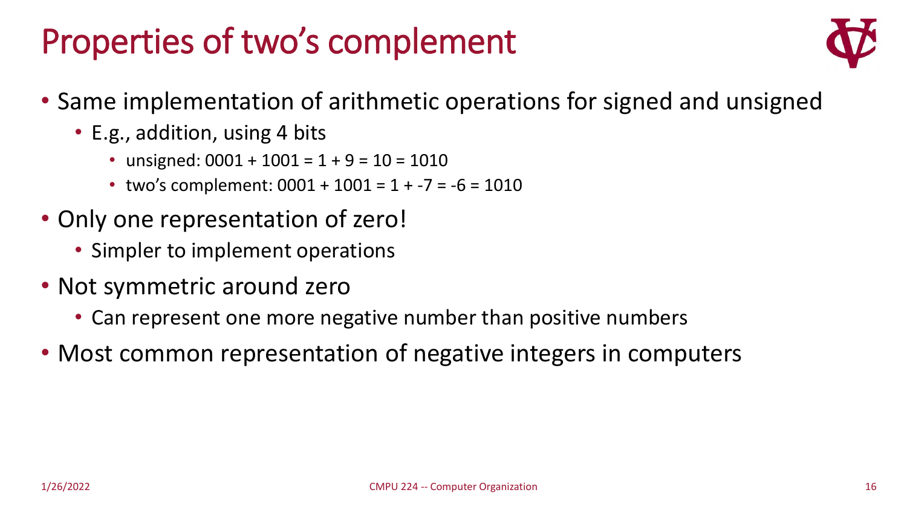# Properties of two's complement

- Same implementation of arithmetic operations for signed and unsigned
  - E.g., addition, using 4 bits
    - unsigned: 0001 + 1001 = 1 + 9 = 10 = 1010
    - two's complement: 0001 + 1001 = 1 + -7 = -6 = 1010
- Only one representation of zero!
  - Simpler to implement operations
- Not symmetric around zero
  - Can represent one more negative number than positive numbers
- Most common representation of negative integers in computers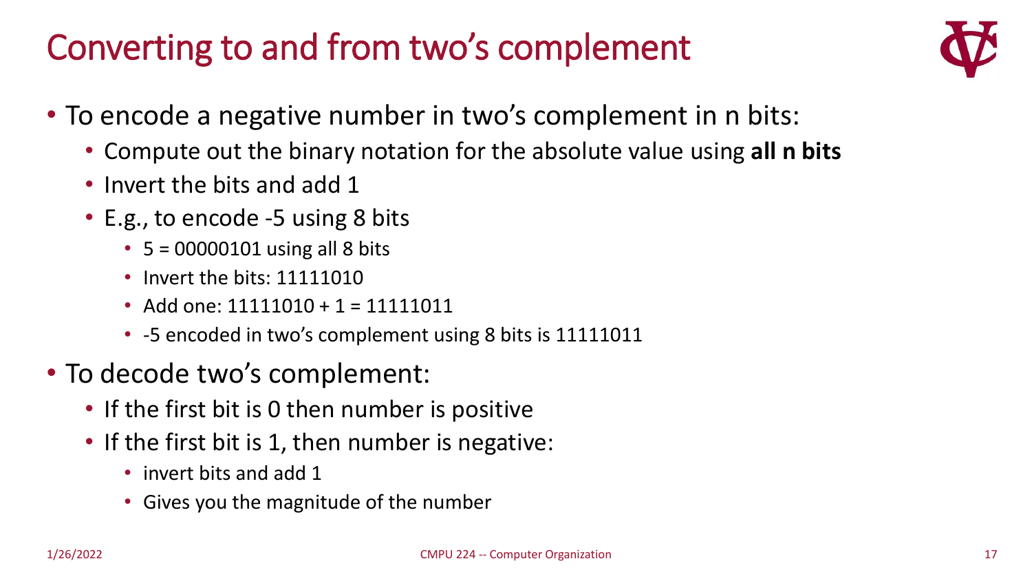# Converting to and from two's complement

- To encode a negative number in two's complement in n bits:
  - Compute out the binary notation for the absolute value using **all n bits**
  - Invert the bits and add 1
  - E.g., to encode -5 using 8 bits
    - 5 = 00000101 using all 8 bits
    - Invert the bits: 11111010
    - Add one: 11111010 + 1 = 11111011
    - -5 encoded in two's complement using 8 bits is 11111011
- To decode two's complement:
  - If the first bit is 0 then number is positive
  - If the first bit is 1, then number is negative:
    - invert bits and add 1
    - Gives you the magnitude of the number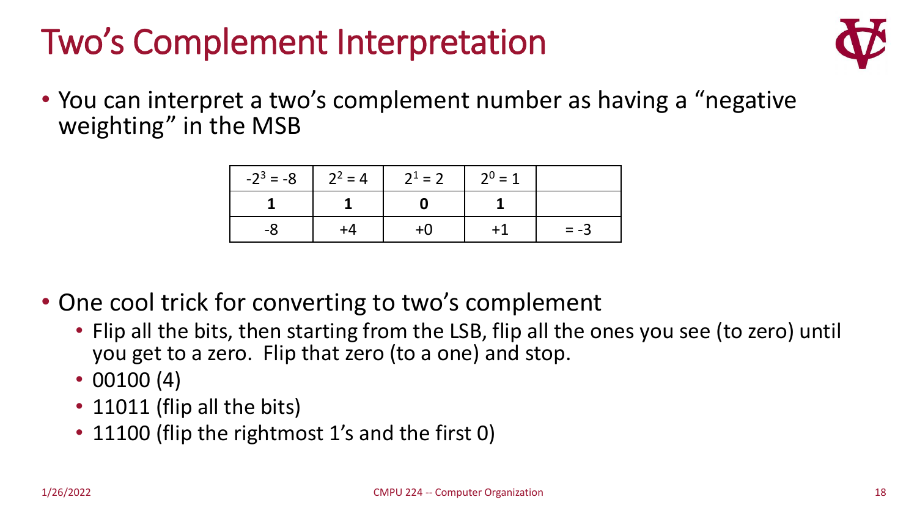# Two's Complement Interpretation

- You can interpret a two's complement number as having a "negative weighting" in the MSB

| $-2^3 = -8$ | $2^2 = 4$ | $2^1 = 2$ | $2^0 = 1$ | |
|---|---|---|---|---|
| **1** | **1** | **0** | **1** | |
| -8 | +4 | +0 | +1 | = -3 |

- One cool trick for converting to two's complement
  - Flip all the bits, then starting from the LSB, flip all the ones you see (to zero) until you get to a zero. Flip that zero (to a one) and stop.
  - 00100 (4)
  - 11011 (flip all the bits)
  - 11100 (flip the rightmost 1's and the first 0)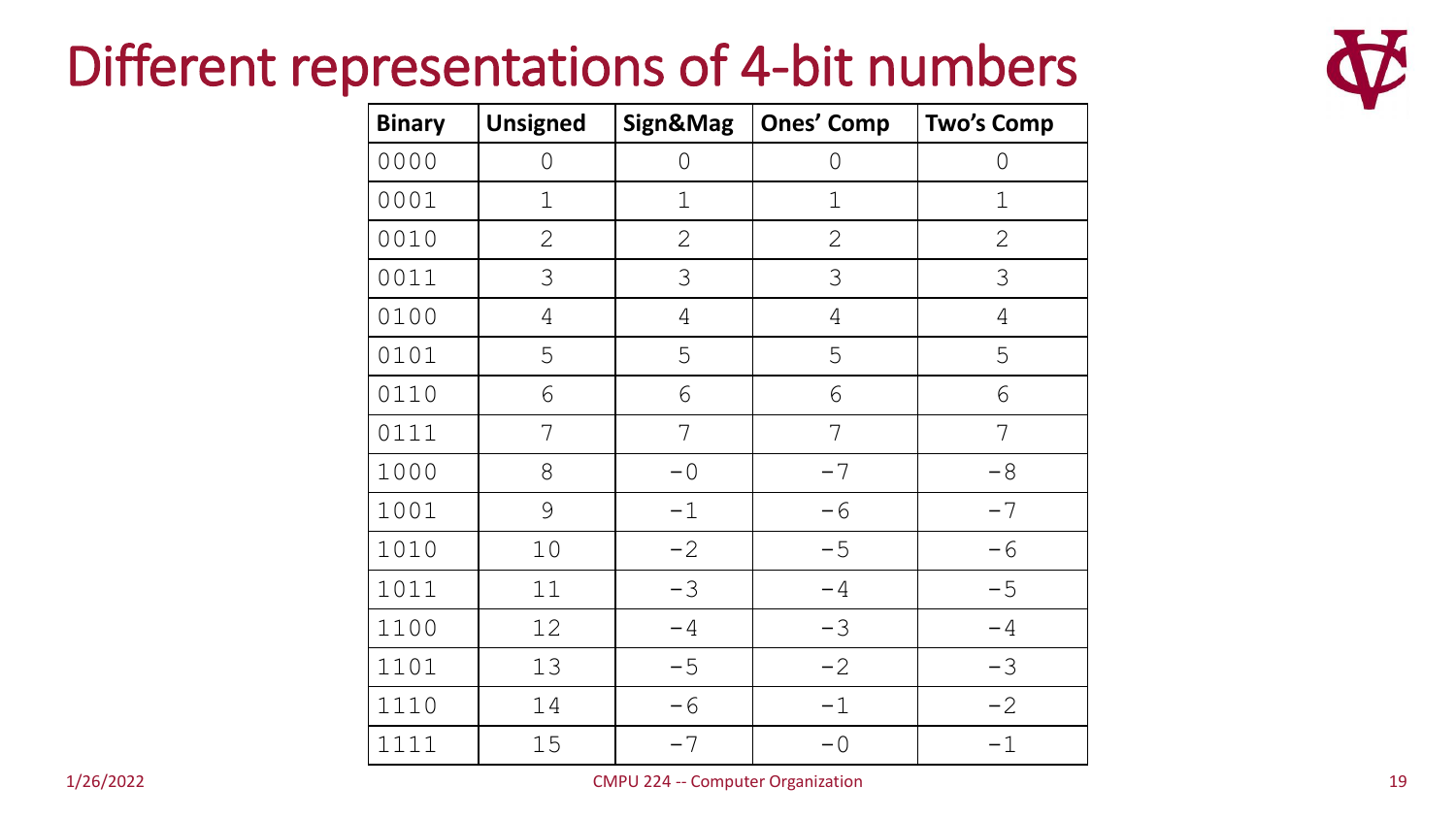# Different representations of 4-bit numbers

| Binary | Unsigned | Sign&Mag | Ones' Comp | Two's Comp |
|---|---|---|---|---|
| 0000 | 0 | 0 | 0 | 0 |
| 0001 | 1 | 1 | 1 | 1 |
| 0010 | 2 | 2 | 2 | 2 |
| 0011 | 3 | 3 | 3 | 3 |
| 0100 | 4 | 4 | 4 | 4 |
| 0101 | 5 | 5 | 5 | 5 |
| 0110 | 6 | 6 | 6 | 6 |
| 0111 | 7 | 7 | 7 | 7 |
| 1000 | 8 | −0 | −7 | −8 |
| 1001 | 9 | −1 | −6 | −7 |
| 1010 | 10 | −2 | −5 | −6 |
| 1011 | 11 | −3 | −4 | −5 |
| 1100 | 12 | −4 | −3 | −4 |
| 1101 | 13 | −5 | −2 | −3 |
| 1110 | 14 | −6 | −1 | −2 |
| 1111 | 15 | −7 | −0 | −1 |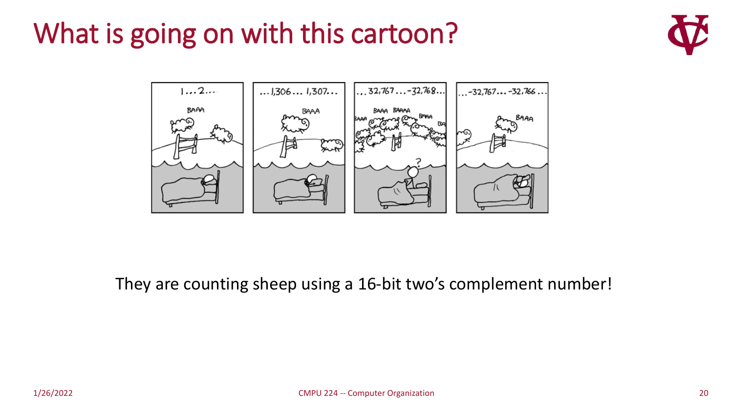# What is going on with this cartoon?

They are counting sheep using a 16-bit two's complement number!